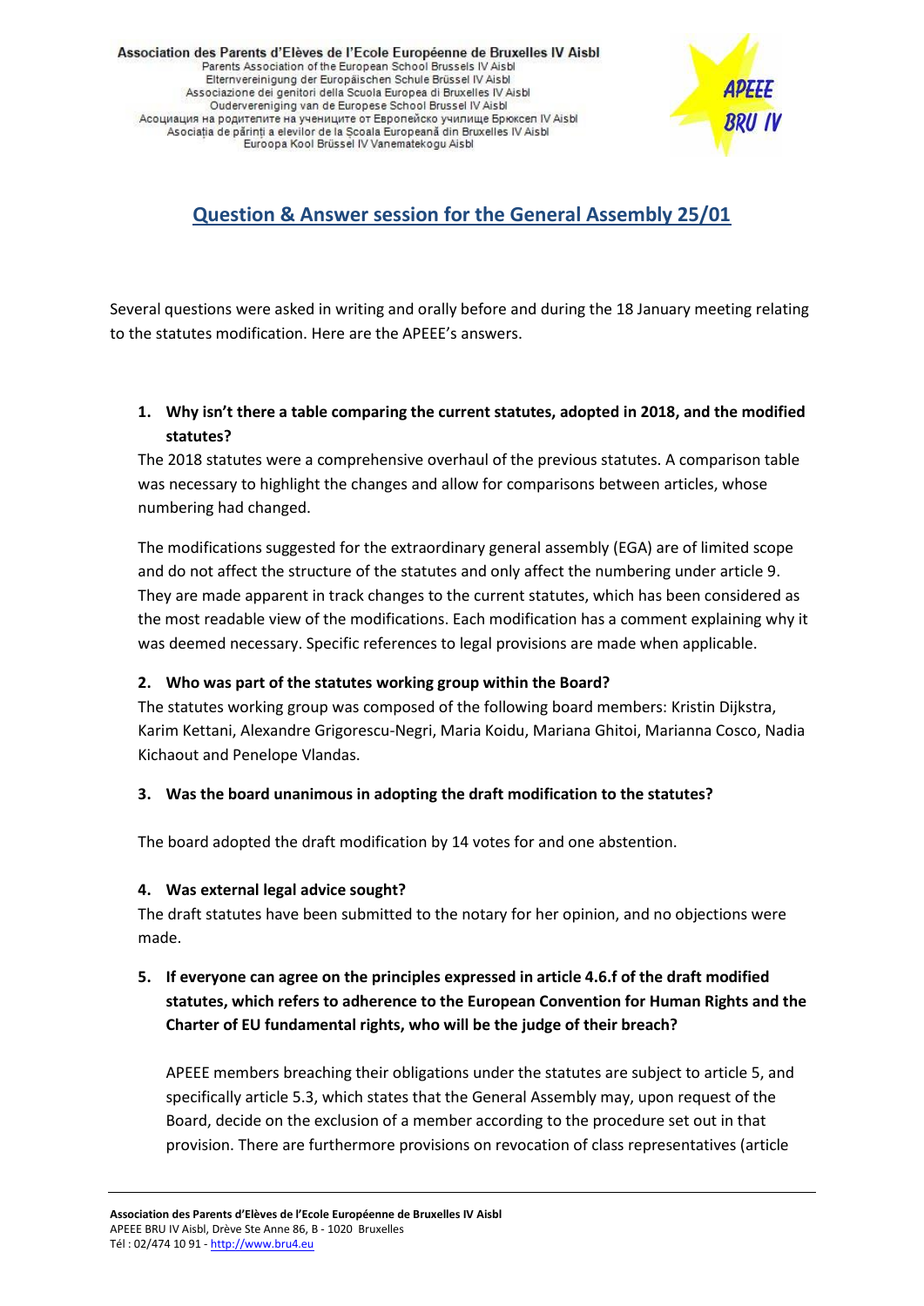Association des Parents d'Elèves de l'Ecole Européenne de Bruxelles IV Aisbl
Parents Association of the European School Brussels IV Aisbl
Elternvereinigung der Europäischen Schule Brüssel IV Aisbl
Associazione dei genitori della Scuola Europea di Bruxelles IV Aisbl
Oudervereniging van de Europese School Brussel IV Aisbl
Асоциация на родителите на учениците от Европейско училище Брюксел IV Aisbl
Asociația de părinți a elevilor de la Școala Europeană din Bruxelles IV Aisbl
Euroopa Kool Brüssel IV Vanematekogu Aisbl

APEEE BRU IV

# Question & Answer session for the General Assembly 25/01

Several questions were asked in writing and orally before and during the 18 January meeting relating to the statutes modification. Here are the APEEE's answers.

1. **Why isn't there a table comparing the current statutes, adopted in 2018, and the modified statutes?**

   The 2018 statutes were a comprehensive overhaul of the previous statutes. A comparison table was necessary to highlight the changes and allow for comparisons between articles, whose numbering had changed.

   The modifications suggested for the extraordinary general assembly (EGA) are of limited scope and do not affect the structure of the statutes and only affect the numbering under article 9. They are made apparent in track changes to the current statutes, which has been considered as the most readable view of the modifications. Each modification has a comment explaining why it was deemed necessary. Specific references to legal provisions are made when applicable.

2. **Who was part of the statutes working group within the Board?**

   The statutes working group was composed of the following board members: Kristin Dijkstra, Karim Kettani, Alexandre Grigorescu-Negri, Maria Koidu, Mariana Ghitoi, Marianna Cosco, Nadia Kichaout and Penelope Vlandas.

3. **Was the board unanimous in adopting the draft modification to the statutes?**

   The board adopted the draft modification by 14 votes for and one abstention.

4. **Was external legal advice sought?**

   The draft statutes have been submitted to the notary for her opinion, and no objections were made.

5. **If everyone can agree on the principles expressed in article 4.6.f of the draft modified statutes, which refers to adherence to the European Convention for Human Rights and the Charter of EU fundamental rights, who will be the judge of their breach?**

   APEEE members breaching their obligations under the statutes are subject to article 5, and specifically article 5.3, which states that the General Assembly may, upon request of the Board, decide on the exclusion of a member according to the procedure set out in that provision. There are furthermore provisions on revocation of class representatives (article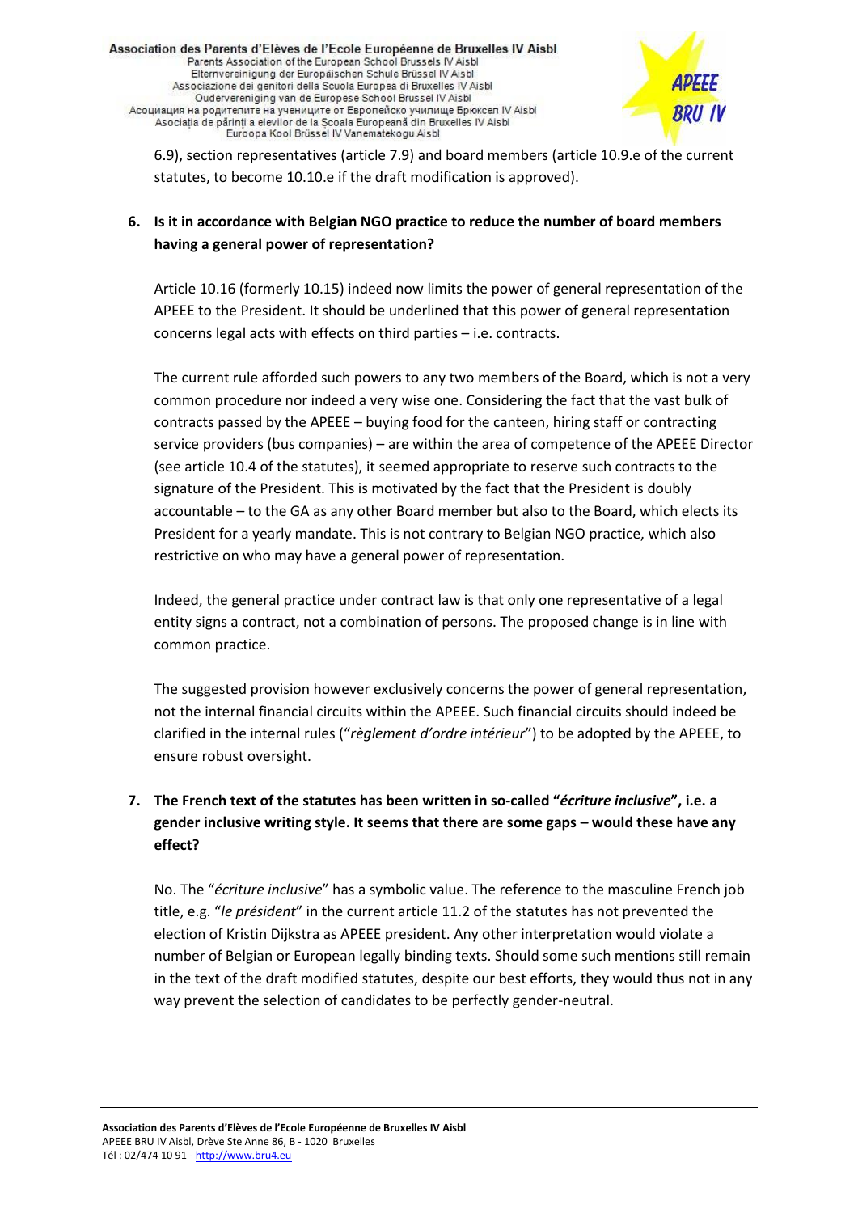6.9), section representatives (article 7.9) and board members (article 10.9.e of the current statutes, to become 10.10.e if the draft modification is approved).

6. **Is it in accordance with Belgian NGO practice to reduce the number of board members having a general power of representation?**

   Article 10.16 (formerly 10.15) indeed now limits the power of general representation of the APEEE to the President. It should be underlined that this power of general representation concerns legal acts with effects on third parties – i.e. contracts.

   The current rule afforded such powers to any two members of the Board, which is not a very common procedure nor indeed a very wise one. Considering the fact that the vast bulk of contracts passed by the APEEE – buying food for the canteen, hiring staff or contracting service providers (bus companies) – are within the area of competence of the APEEE Director (see article 10.4 of the statutes), it seemed appropriate to reserve such contracts to the signature of the President. This is motivated by the fact that the President is doubly accountable – to the GA as any other Board member but also to the Board, which elects its President for a yearly mandate. This is not contrary to Belgian NGO practice, which also restrictive on who may have a general power of representation.

   Indeed, the general practice under contract law is that only one representative of a legal entity signs a contract, not a combination of persons. The proposed change is in line with common practice.

   The suggested provision however exclusively concerns the power of general representation, not the internal financial circuits within the APEEE. Such financial circuits should indeed be clarified in the internal rules ("*règlement d'ordre intérieur*") to be adopted by the APEEE, to ensure robust oversight.

7. **The French text of the statutes has been written in so-called "*écriture inclusive*", i.e. a gender inclusive writing style. It seems that there are some gaps – would these have any effect?**

   No. The "*écriture inclusive*" has a symbolic value. The reference to the masculine French job title, e.g. "*le président*" in the current article 11.2 of the statutes has not prevented the election of Kristin Dijkstra as APEEE president. Any other interpretation would violate a number of Belgian or European legally binding texts. Should some such mentions still remain in the text of the draft modified statutes, despite our best efforts, they would thus not in any way prevent the selection of candidates to be perfectly gender-neutral.